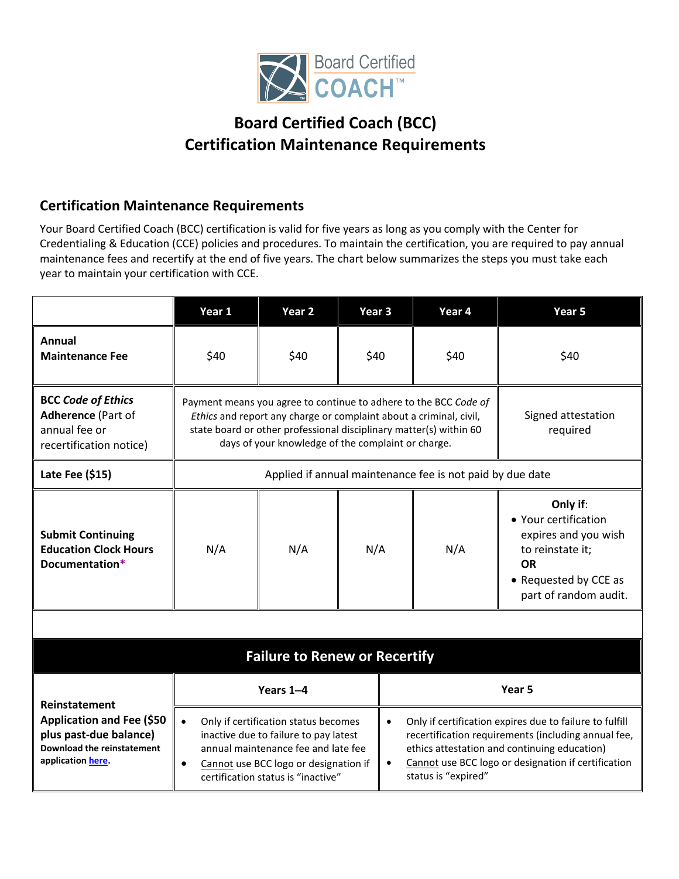Board Certified COACH™

# Board Certified Coach (BCC) Certification Maintenance Requirements

## Certification Maintenance Requirements

Your Board Certified Coach (BCC) certification is valid for five years as long as you comply with the Center for Credentialing & Education (CCE) policies and procedures. To maintain the certification, you are required to pay annual maintenance fees and recertify at the end of five years. The chart below summarizes the steps you must take each year to maintain your certification with CCE.

| | Year 1 | Year 2 | Year 3 | Year 4 | Year 5 |
|---|---|---|---|---|---|
| **Annual Maintenance Fee** | $40 | $40 | $40 | $40 | $40 |
| **BCC *Code of Ethics* Adherence** (Part of annual fee or recertification notice) | Payment means you agree to continue to adhere to the BCC *Code of Ethics* and report any charge or complaint about a criminal, civil, state board or other professional disciplinary matter(s) within 60 days of your knowledge of the complaint or charge. | | | | Signed attestation required |
| **Late Fee ($15)** | Applied if annual maintenance fee is not paid by due date | | | | |
| **Submit Continuing Education Clock Hours Documentation*** | N/A | N/A | N/A | N/A | **Only if**: • Your certification expires and you wish to reinstate it; **OR** • Requested by CCE as part of random audit. |

| Failure to Renew or Recertify | | |
|---|---|---|
| | **Years 1–4** | **Year 5** |
| **Reinstatement Application and Fee ($50 plus past-due balance)** **Download the reinstatement application [here](#).** | • Only if certification status becomes inactive due to failure to pay latest annual maintenance fee and late fee<br>• Cannot use BCC logo or designation if certification status is "inactive" | • Only if certification expires due to failure to fulfill recertification requirements (including annual fee, ethics attestation and continuing education)<br>• Cannot use BCC logo or designation if certification status is "expired" |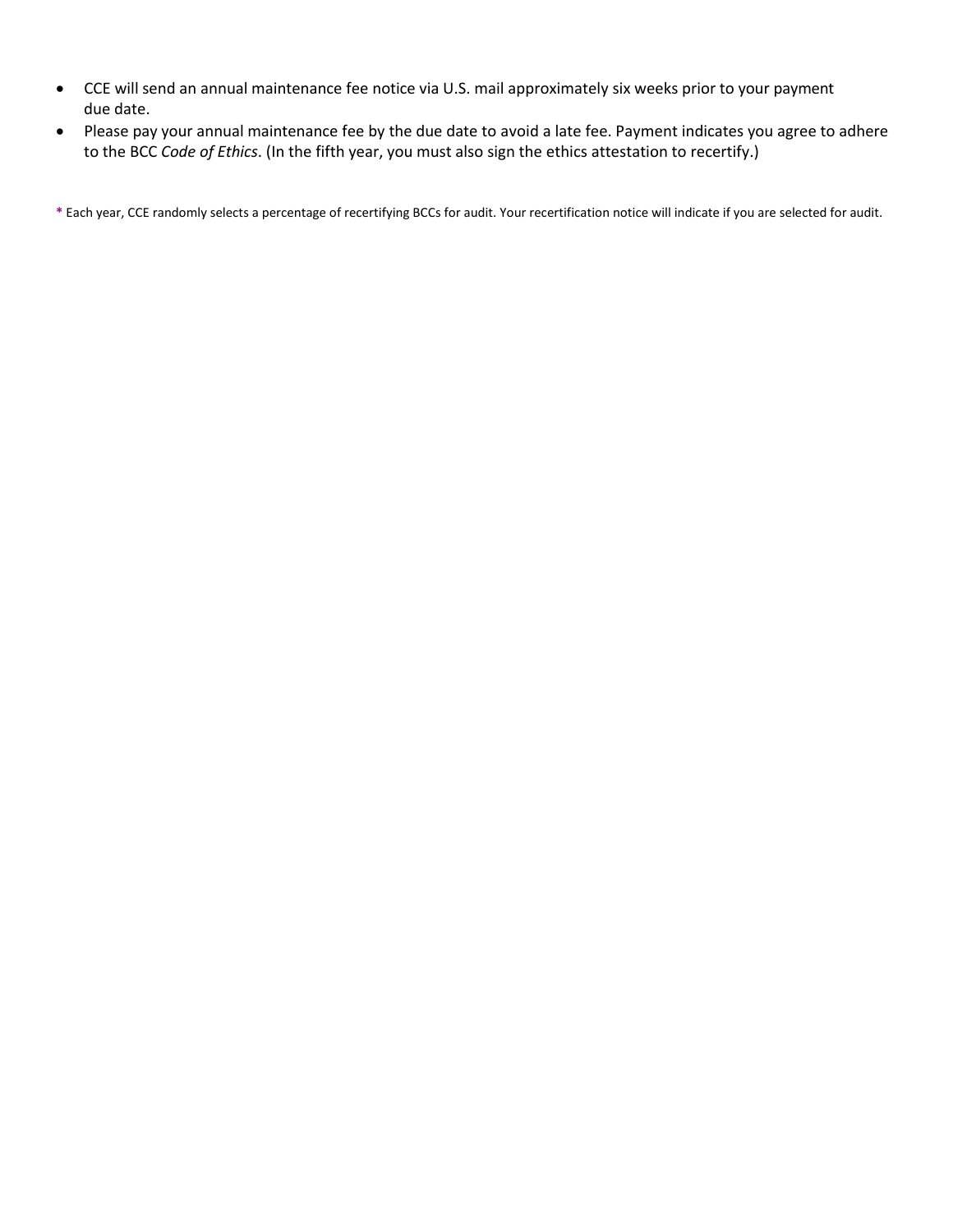- CCE will send an annual maintenance fee notice via U.S. mail approximately six weeks prior to your payment due date.
- Please pay your annual maintenance fee by the due date to avoid a late fee. Payment indicates you agree to adhere to the BCC *Code of Ethics*. (In the fifth year, you must also sign the ethics attestation to recertify.)

* Each year, CCE randomly selects a percentage of recertifying BCCs for audit. Your recertification notice will indicate if you are selected for audit.